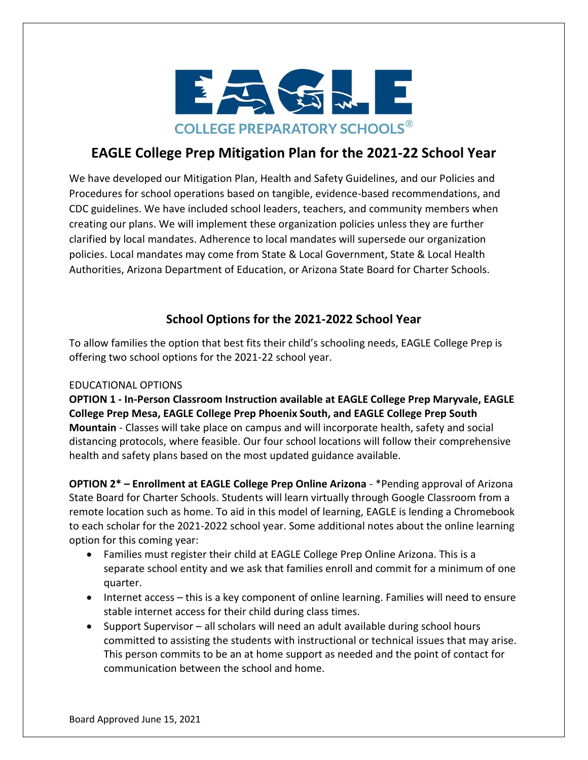EAGLE

COLLEGE PREPARATORY SCHOOLS®

# EAGLE College Prep Mitigation Plan for the 2021-22 School Year

We have developed our Mitigation Plan, Health and Safety Guidelines, and our Policies and Procedures for school operations based on tangible, evidence-based recommendations, and CDC guidelines. We have included school leaders, teachers, and community members when creating our plans. We will implement these organization policies unless they are further clarified by local mandates. Adherence to local mandates will supersede our organization policies. Local mandates may come from State & Local Government, State & Local Health Authorities, Arizona Department of Education, or Arizona State Board for Charter Schools.

## School Options for the 2021-2022 School Year

To allow families the option that best fits their child's schooling needs, EAGLE College Prep is offering two school options for the 2021-22 school year.

EDUCATIONAL OPTIONS

**OPTION 1 - In-Person Classroom Instruction available at EAGLE College Prep Maryvale, EAGLE College Prep Mesa, EAGLE College Prep Phoenix South, and EAGLE College Prep South Mountain** - Classes will take place on campus and will incorporate health, safety and social distancing protocols, where feasible. Our four school locations will follow their comprehensive health and safety plans based on the most updated guidance available.

**OPTION 2* – Enrollment at EAGLE College Prep Online Arizona** - *Pending approval of Arizona State Board for Charter Schools. Students will learn virtually through Google Classroom from a remote location such as home. To aid in this model of learning, EAGLE is lending a Chromebook to each scholar for the 2021-2022 school year. Some additional notes about the online learning option for this coming year:

- Families must register their child at EAGLE College Prep Online Arizona. This is a separate school entity and we ask that families enroll and commit for a minimum of one quarter.
- Internet access – this is a key component of online learning. Families will need to ensure stable internet access for their child during class times.
- Support Supervisor – all scholars will need an adult available during school hours committed to assisting the students with instructional or technical issues that may arise. This person commits to be an at home support as needed and the point of contact for communication between the school and home.

Board Approved June 15, 2021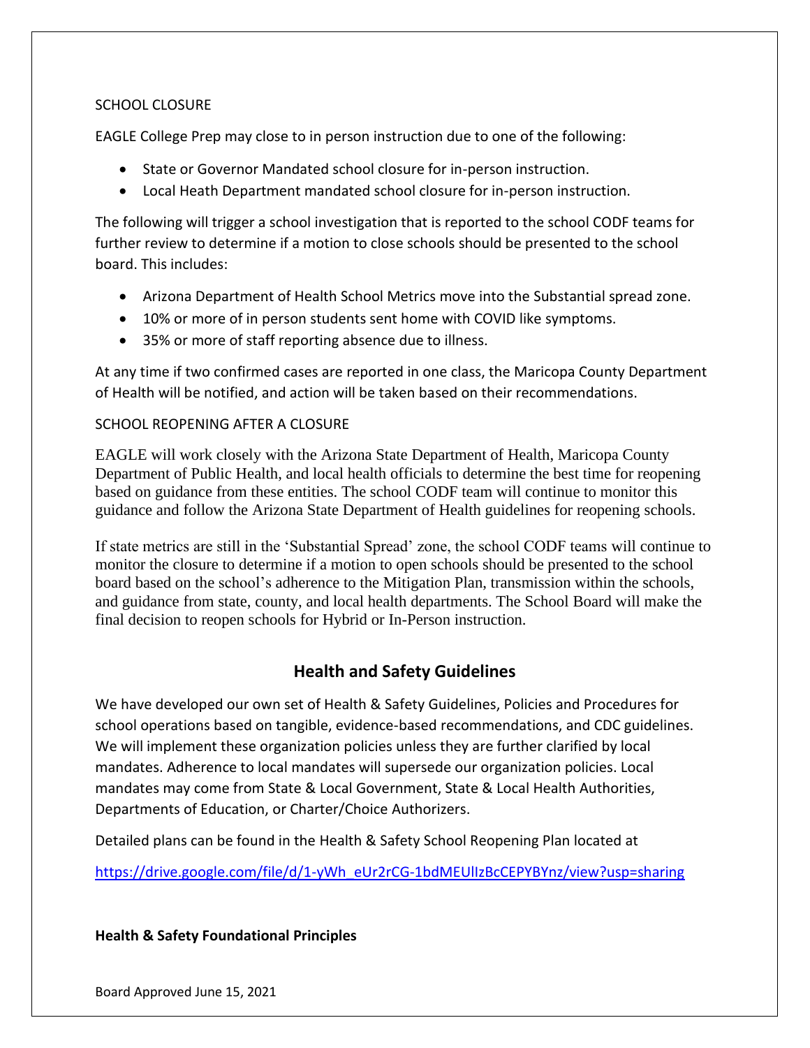SCHOOL CLOSURE

EAGLE College Prep may close to in person instruction due to one of the following:

- State or Governor Mandated school closure for in-person instruction.
- Local Heath Department mandated school closure for in-person instruction.

The following will trigger a school investigation that is reported to the school CODF teams for further review to determine if a motion to close schools should be presented to the school board. This includes:

- Arizona Department of Health School Metrics move into the Substantial spread zone.
- 10% or more of in person students sent home with COVID like symptoms.
- 35% or more of staff reporting absence due to illness.

At any time if two confirmed cases are reported in one class, the Maricopa County Department of Health will be notified, and action will be taken based on their recommendations.

SCHOOL REOPENING AFTER A CLOSURE

EAGLE will work closely with the Arizona State Department of Health, Maricopa County Department of Public Health, and local health officials to determine the best time for reopening based on guidance from these entities. The school CODF team will continue to monitor this guidance and follow the Arizona State Department of Health guidelines for reopening schools.

If state metrics are still in the 'Substantial Spread' zone, the school CODF teams will continue to monitor the closure to determine if a motion to open schools should be presented to the school board based on the school's adherence to the Mitigation Plan, transmission within the schools, and guidance from state, county, and local health departments. The School Board will make the final decision to reopen schools for Hybrid or In-Person instruction.

## Health and Safety Guidelines

We have developed our own set of Health & Safety Guidelines, Policies and Procedures for school operations based on tangible, evidence-based recommendations, and CDC guidelines. We will implement these organization policies unless they are further clarified by local mandates. Adherence to local mandates will supersede our organization policies. Local mandates may come from State & Local Government, State & Local Health Authorities, Departments of Education, or Charter/Choice Authorizers.

Detailed plans can be found in the Health & Safety School Reopening Plan located at

https://drive.google.com/file/d/1-yWh_eUr2rCG-1bdMEUlIzBcCEPYBYnz/view?usp=sharing

**Health & Safety Foundational Principles**

Board Approved June 15, 2021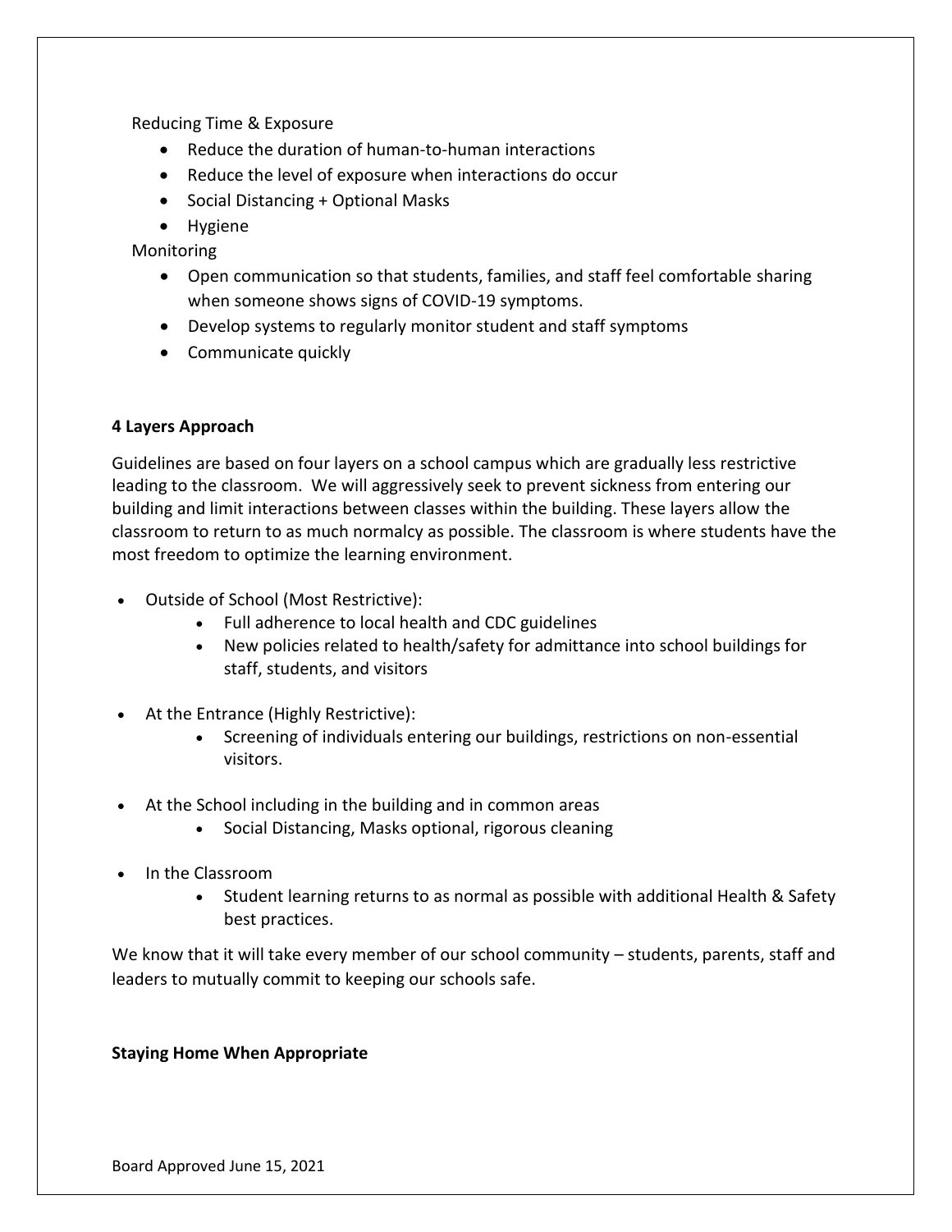Reducing Time & Exposure

- Reduce the duration of human-to-human interactions
- Reduce the level of exposure when interactions do occur
- Social Distancing + Optional Masks
- Hygiene

Monitoring

- Open communication so that students, families, and staff feel comfortable sharing when someone shows signs of COVID-19 symptoms.
- Develop systems to regularly monitor student and staff symptoms
- Communicate quickly

**4 Layers Approach**

Guidelines are based on four layers on a school campus which are gradually less restrictive leading to the classroom. We will aggressively seek to prevent sickness from entering our building and limit interactions between classes within the building. These layers allow the classroom to return to as much normalcy as possible. The classroom is where students have the most freedom to optimize the learning environment.

- Outside of School (Most Restrictive):
  - Full adherence to local health and CDC guidelines
  - New policies related to health/safety for admittance into school buildings for staff, students, and visitors
- At the Entrance (Highly Restrictive):
  - Screening of individuals entering our buildings, restrictions on non-essential visitors.
- At the School including in the building and in common areas
  - Social Distancing, Masks optional, rigorous cleaning
- In the Classroom
  - Student learning returns to as normal as possible with additional Health & Safety best practices.

We know that it will take every member of our school community – students, parents, staff and leaders to mutually commit to keeping our schools safe.

**Staying Home When Appropriate**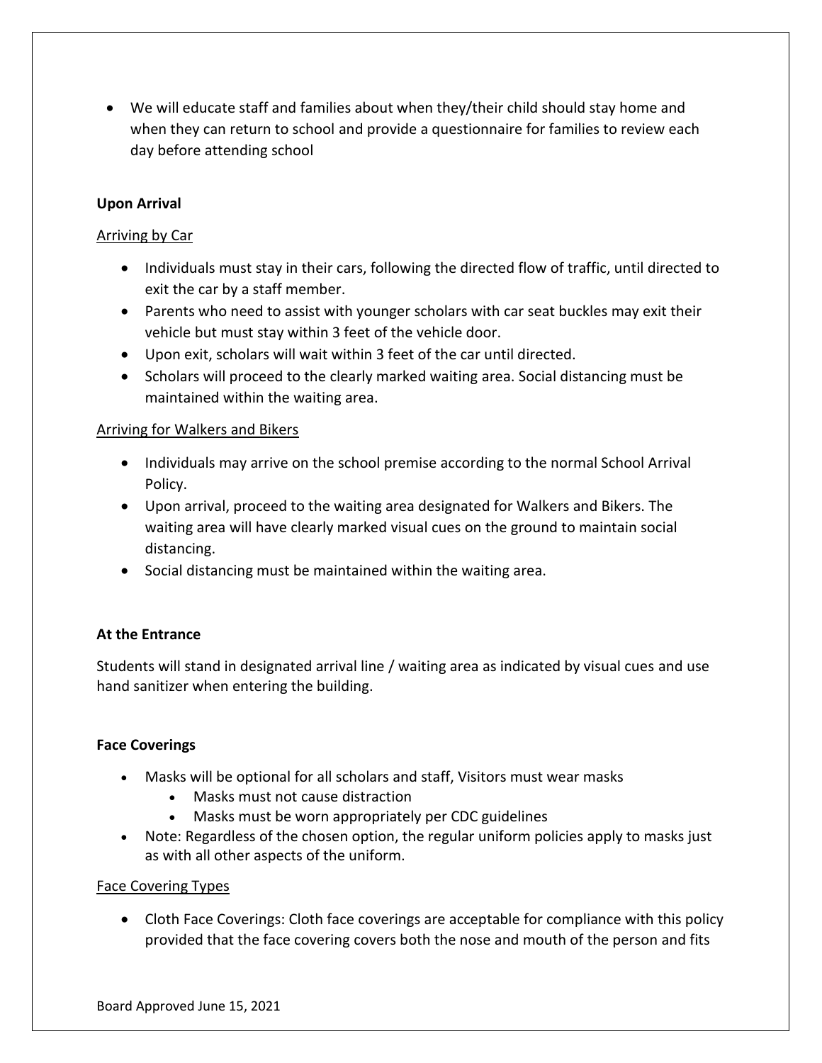- We will educate staff and families about when they/their child should stay home and when they can return to school and provide a questionnaire for families to review each day before attending school

**Upon Arrival**

Arriving by Car

- Individuals must stay in their cars, following the directed flow of traffic, until directed to exit the car by a staff member.
- Parents who need to assist with younger scholars with car seat buckles may exit their vehicle but must stay within 3 feet of the vehicle door.
- Upon exit, scholars will wait within 3 feet of the car until directed.
- Scholars will proceed to the clearly marked waiting area. Social distancing must be maintained within the waiting area.

Arriving for Walkers and Bikers

- Individuals may arrive on the school premise according to the normal School Arrival Policy.
- Upon arrival, proceed to the waiting area designated for Walkers and Bikers. The waiting area will have clearly marked visual cues on the ground to maintain social distancing.
- Social distancing must be maintained within the waiting area.

**At the Entrance**

Students will stand in designated arrival line / waiting area as indicated by visual cues and use hand sanitizer when entering the building.

**Face Coverings**

- Masks will be optional for all scholars and staff, Visitors must wear masks
  - Masks must not cause distraction
  - Masks must be worn appropriately per CDC guidelines
- Note: Regardless of the chosen option, the regular uniform policies apply to masks just as with all other aspects of the uniform.

Face Covering Types

- Cloth Face Coverings: Cloth face coverings are acceptable for compliance with this policy provided that the face covering covers both the nose and mouth of the person and fits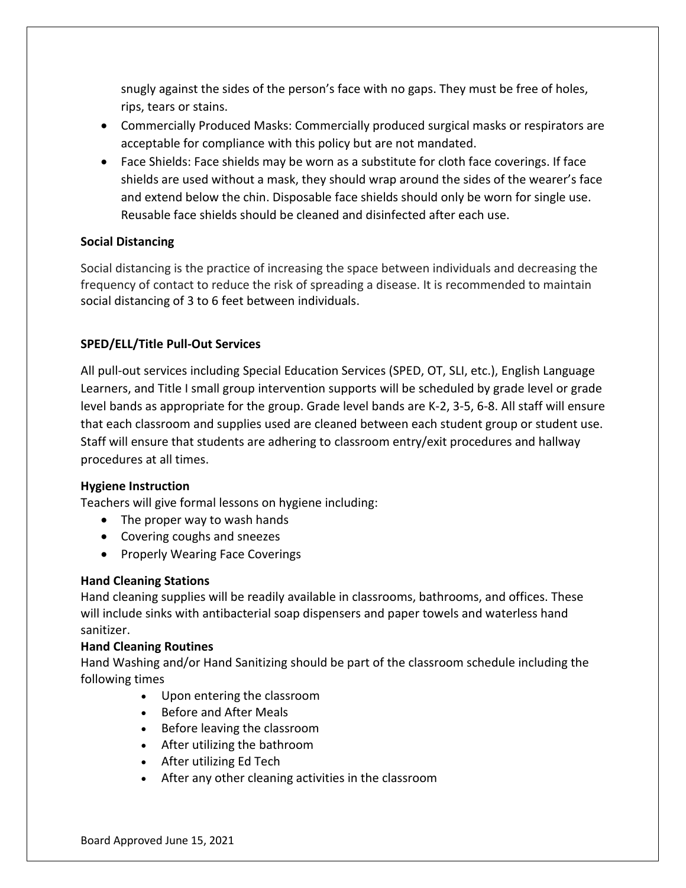snugly against the sides of the person's face with no gaps. They must be free of holes, rips, tears or stains.

- Commercially Produced Masks: Commercially produced surgical masks or respirators are acceptable for compliance with this policy but are not mandated.
- Face Shields: Face shields may be worn as a substitute for cloth face coverings. If face shields are used without a mask, they should wrap around the sides of the wearer's face and extend below the chin. Disposable face shields should only be worn for single use. Reusable face shields should be cleaned and disinfected after each use.

**Social Distancing**

Social distancing is the practice of increasing the space between individuals and decreasing the frequency of contact to reduce the risk of spreading a disease. It is recommended to maintain social distancing of 3 to 6 feet between individuals.

**SPED/ELL/Title Pull-Out Services**

All pull-out services including Special Education Services (SPED, OT, SLI, etc.), English Language Learners, and Title I small group intervention supports will be scheduled by grade level or grade level bands as appropriate for the group. Grade level bands are K-2, 3-5, 6-8. All staff will ensure that each classroom and supplies used are cleaned between each student group or student use. Staff will ensure that students are adhering to classroom entry/exit procedures and hallway procedures at all times.

**Hygiene Instruction**

Teachers will give formal lessons on hygiene including:

- The proper way to wash hands
- Covering coughs and sneezes
- Properly Wearing Face Coverings

**Hand Cleaning Stations**

Hand cleaning supplies will be readily available in classrooms, bathrooms, and offices. These will include sinks with antibacterial soap dispensers and paper towels and waterless hand sanitizer.

**Hand Cleaning Routines**

Hand Washing and/or Hand Sanitizing should be part of the classroom schedule including the following times

- Upon entering the classroom
- Before and After Meals
- Before leaving the classroom
- After utilizing the bathroom
- After utilizing Ed Tech
- After any other cleaning activities in the classroom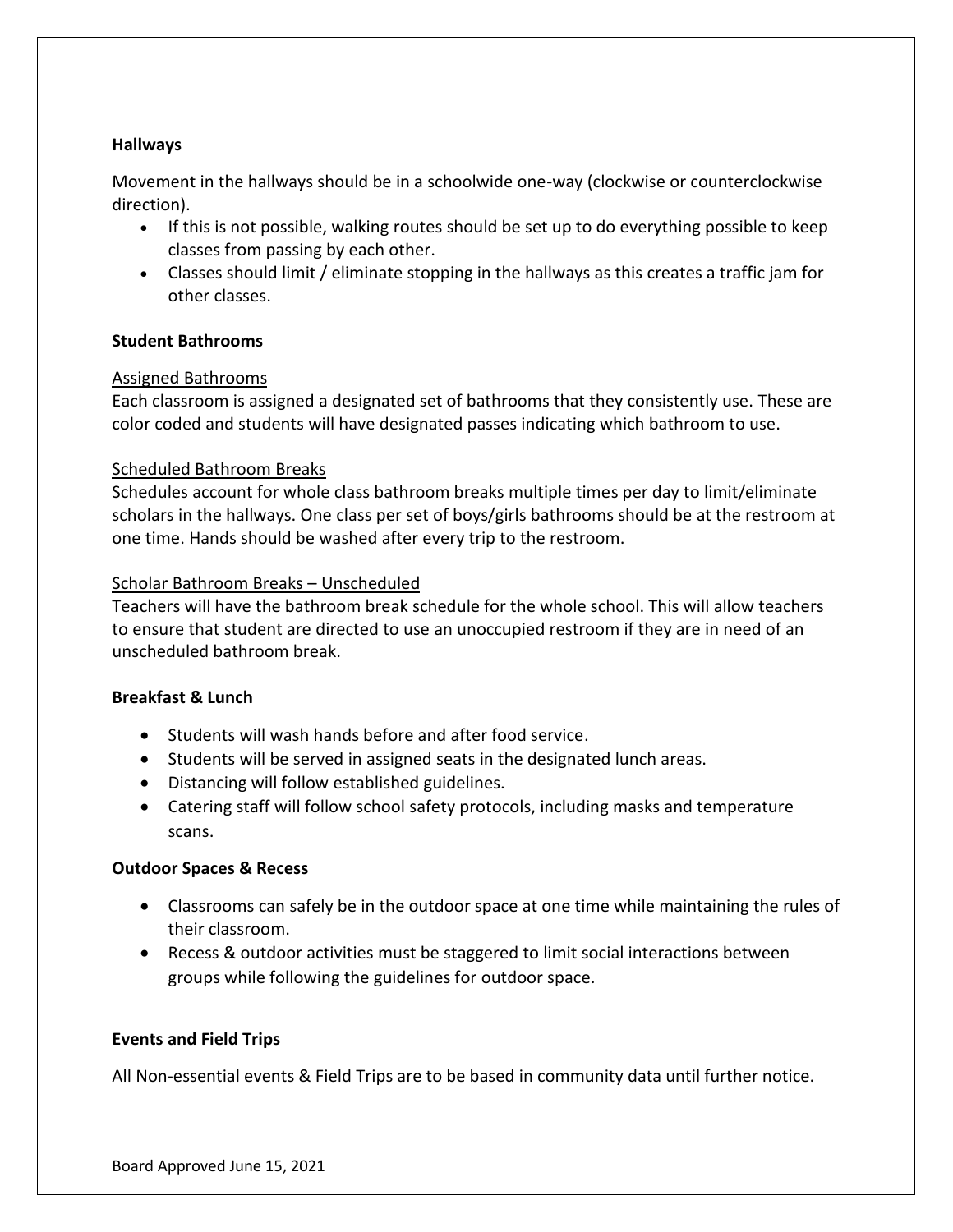**Hallways**

Movement in the hallways should be in a schoolwide one-way (clockwise or counterclockwise direction).

- If this is not possible, walking routes should be set up to do everything possible to keep classes from passing by each other.
- Classes should limit / eliminate stopping in the hallways as this creates a traffic jam for other classes.

**Student Bathrooms**

Assigned Bathrooms

Each classroom is assigned a designated set of bathrooms that they consistently use. These are color coded and students will have designated passes indicating which bathroom to use.

Scheduled Bathroom Breaks

Schedules account for whole class bathroom breaks multiple times per day to limit/eliminate scholars in the hallways. One class per set of boys/girls bathrooms should be at the restroom at one time. Hands should be washed after every trip to the restroom.

Scholar Bathroom Breaks – Unscheduled

Teachers will have the bathroom break schedule for the whole school. This will allow teachers to ensure that student are directed to use an unoccupied restroom if they are in need of an unscheduled bathroom break.

**Breakfast & Lunch**

- Students will wash hands before and after food service.
- Students will be served in assigned seats in the designated lunch areas.
- Distancing will follow established guidelines.
- Catering staff will follow school safety protocols, including masks and temperature scans.

**Outdoor Spaces & Recess**

- Classrooms can safely be in the outdoor space at one time while maintaining the rules of their classroom.
- Recess & outdoor activities must be staggered to limit social interactions between groups while following the guidelines for outdoor space.

**Events and Field Trips**

All Non-essential events & Field Trips are to be based in community data until further notice.

Board Approved June 15, 2021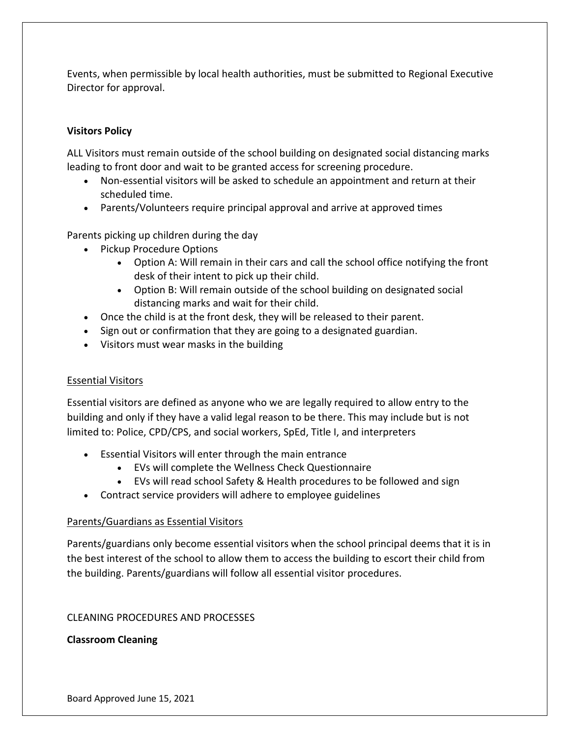Events, when permissible by local health authorities, must be submitted to Regional Executive Director for approval.

**Visitors Policy**

ALL Visitors must remain outside of the school building on designated social distancing marks leading to front door and wait to be granted access for screening procedure.

- Non-essential visitors will be asked to schedule an appointment and return at their scheduled time.
- Parents/Volunteers require principal approval and arrive at approved times

Parents picking up children during the day

- Pickup Procedure Options
    - Option A: Will remain in their cars and call the school office notifying the front desk of their intent to pick up their child.
    - Option B: Will remain outside of the school building on designated social distancing marks and wait for their child.
- Once the child is at the front desk, they will be released to their parent.
- Sign out or confirmation that they are going to a designated guardian.
- Visitors must wear masks in the building

<u>Essential Visitors</u>

Essential visitors are defined as anyone who we are legally required to allow entry to the building and only if they have a valid legal reason to be there. This may include but is not limited to: Police, CPD/CPS, and social workers, SpEd, Title I, and interpreters

- Essential Visitors will enter through the main entrance
    - EVs will complete the Wellness Check Questionnaire
    - EVs will read school Safety & Health procedures to be followed and sign
- Contract service providers will adhere to employee guidelines

<u>Parents/Guardians as Essential Visitors</u>

Parents/guardians only become essential visitors when the school principal deems that it is in the best interest of the school to allow them to access the building to escort their child from the building. Parents/guardians will follow all essential visitor procedures.

CLEANING PROCEDURES AND PROCESSES

**Classroom Cleaning**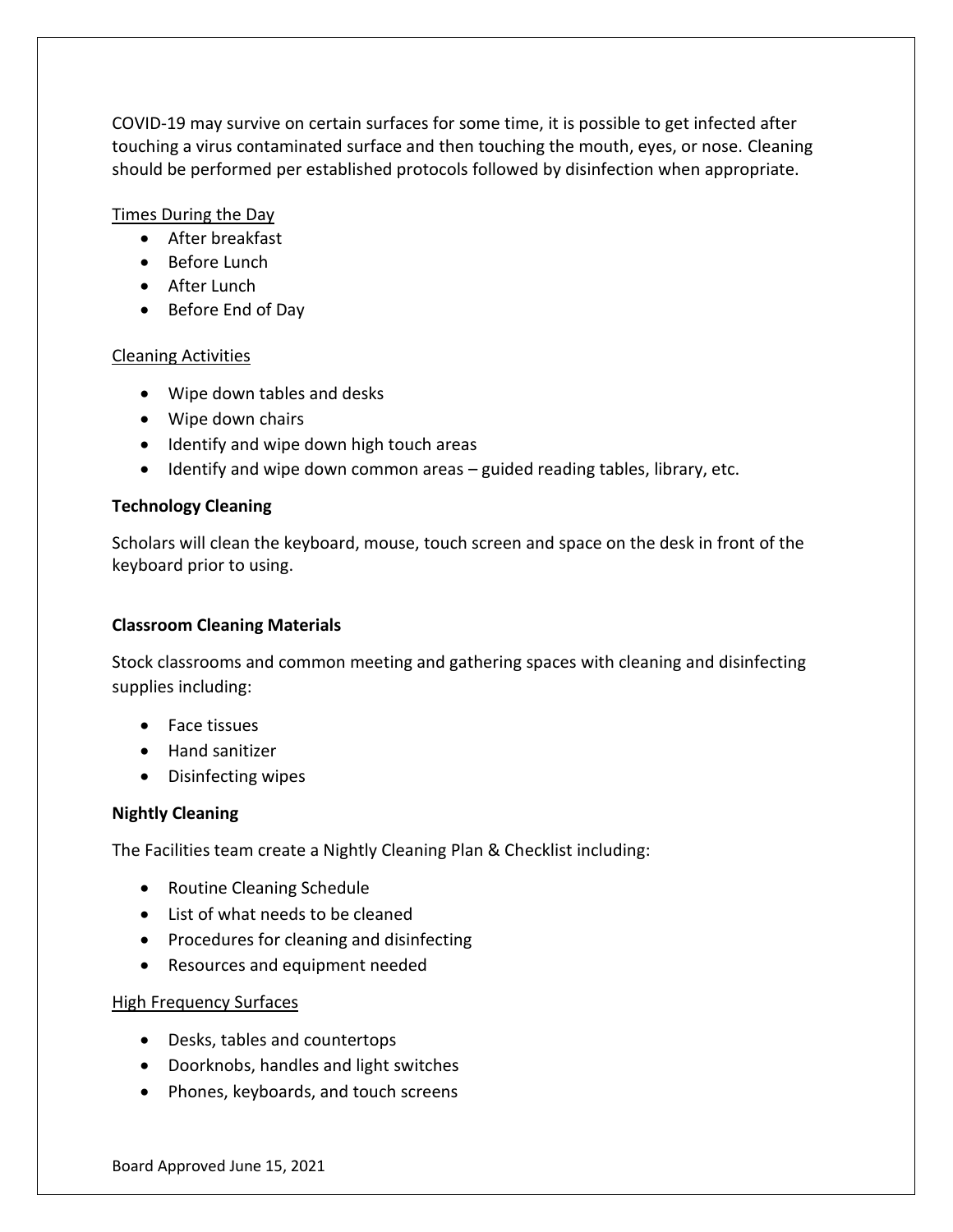COVID-19 may survive on certain surfaces for some time, it is possible to get infected after touching a virus contaminated surface and then touching the mouth, eyes, or nose. Cleaning should be performed per established protocols followed by disinfection when appropriate.

Times During the Day

- After breakfast
- Before Lunch
- After Lunch
- Before End of Day

Cleaning Activities

- Wipe down tables and desks
- Wipe down chairs
- Identify and wipe down high touch areas
- Identify and wipe down common areas – guided reading tables, library, etc.

**Technology Cleaning**

Scholars will clean the keyboard, mouse, touch screen and space on the desk in front of the keyboard prior to using.

**Classroom Cleaning Materials**

Stock classrooms and common meeting and gathering spaces with cleaning and disinfecting supplies including:

- Face tissues
- Hand sanitizer
- Disinfecting wipes

**Nightly Cleaning**

The Facilities team create a Nightly Cleaning Plan & Checklist including:

- Routine Cleaning Schedule
- List of what needs to be cleaned
- Procedures for cleaning and disinfecting
- Resources and equipment needed

High Frequency Surfaces

- Desks, tables and countertops
- Doorknobs, handles and light switches
- Phones, keyboards, and touch screens

Board Approved June 15, 2021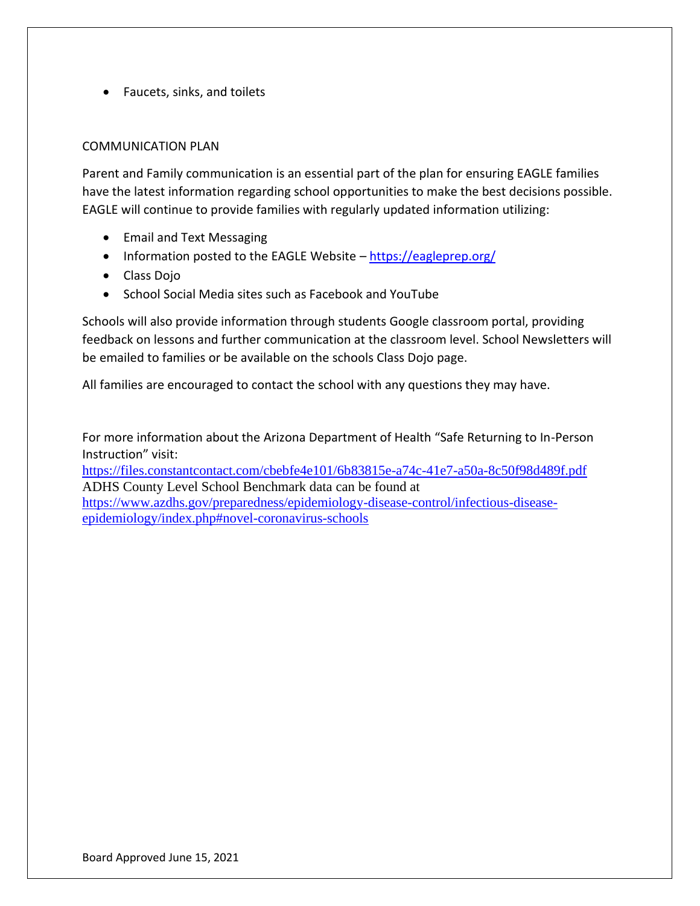- Faucets, sinks, and toilets

## COMMUNICATION PLAN

Parent and Family communication is an essential part of the plan for ensuring EAGLE families have the latest information regarding school opportunities to make the best decisions possible. EAGLE will continue to provide families with regularly updated information utilizing:

- Email and Text Messaging
- Information posted to the EAGLE Website – https://eagleprep.org/
- Class Dojo
- School Social Media sites such as Facebook and YouTube

Schools will also provide information through students Google classroom portal, providing feedback on lessons and further communication at the classroom level. School Newsletters will be emailed to families or be available on the schools Class Dojo page.

All families are encouraged to contact the school with any questions they may have.

For more information about the Arizona Department of Health "Safe Returning to In-Person Instruction" visit:
https://files.constantcontact.com/cbebfe4e101/6b83815e-a74c-41e7-a50a-8c50f98d489f.pdf
ADHS County Level School Benchmark data can be found at
https://www.azdhs.gov/preparedness/epidemiology-disease-control/infectious-disease-epidemiology/index.php#novel-coronavirus-schools

Board Approved June 15, 2021